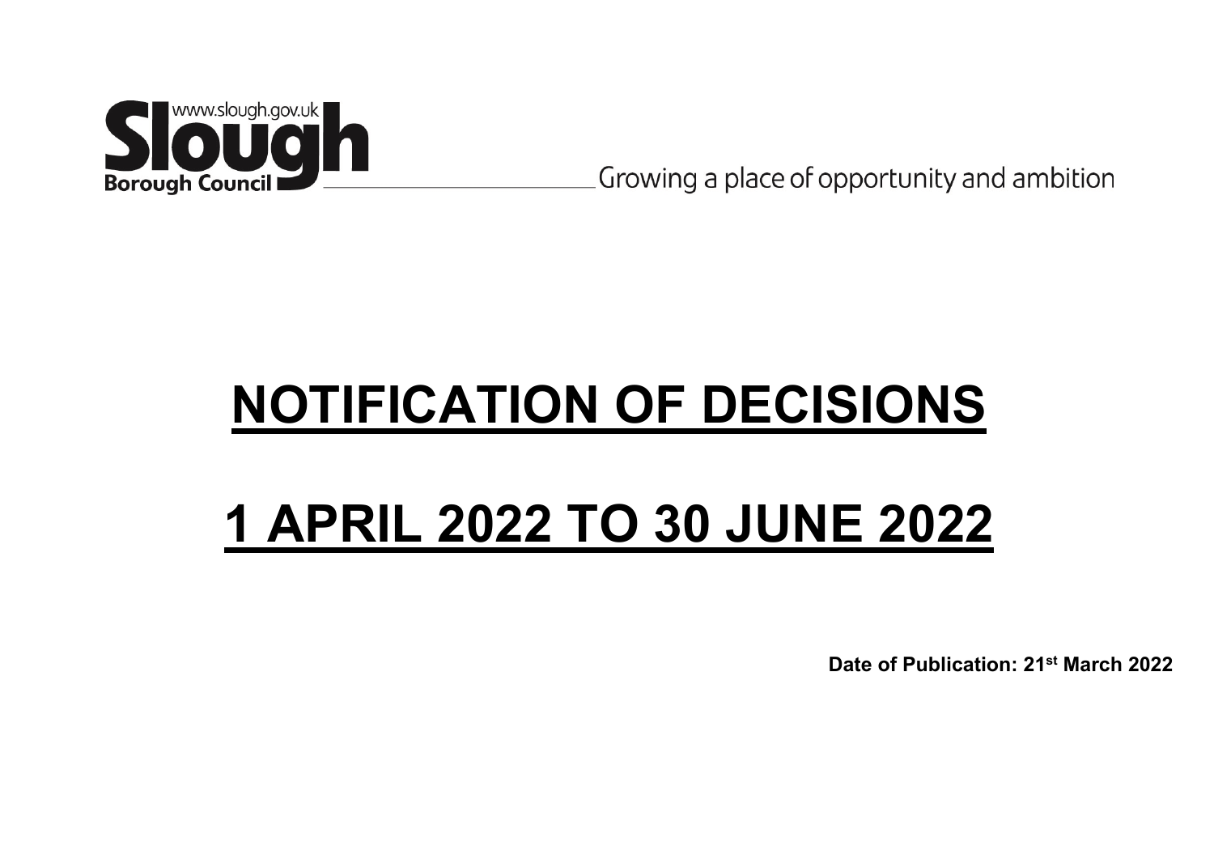www.slough.gov.uk

**Slough**

**Borough Council**

Growing a place of opportunity and ambition

# NOTIFICATION OF DECISIONS

# 1 APRIL 2022 TO 30 JUNE 2022

**Date of Publication: 21st March 2022**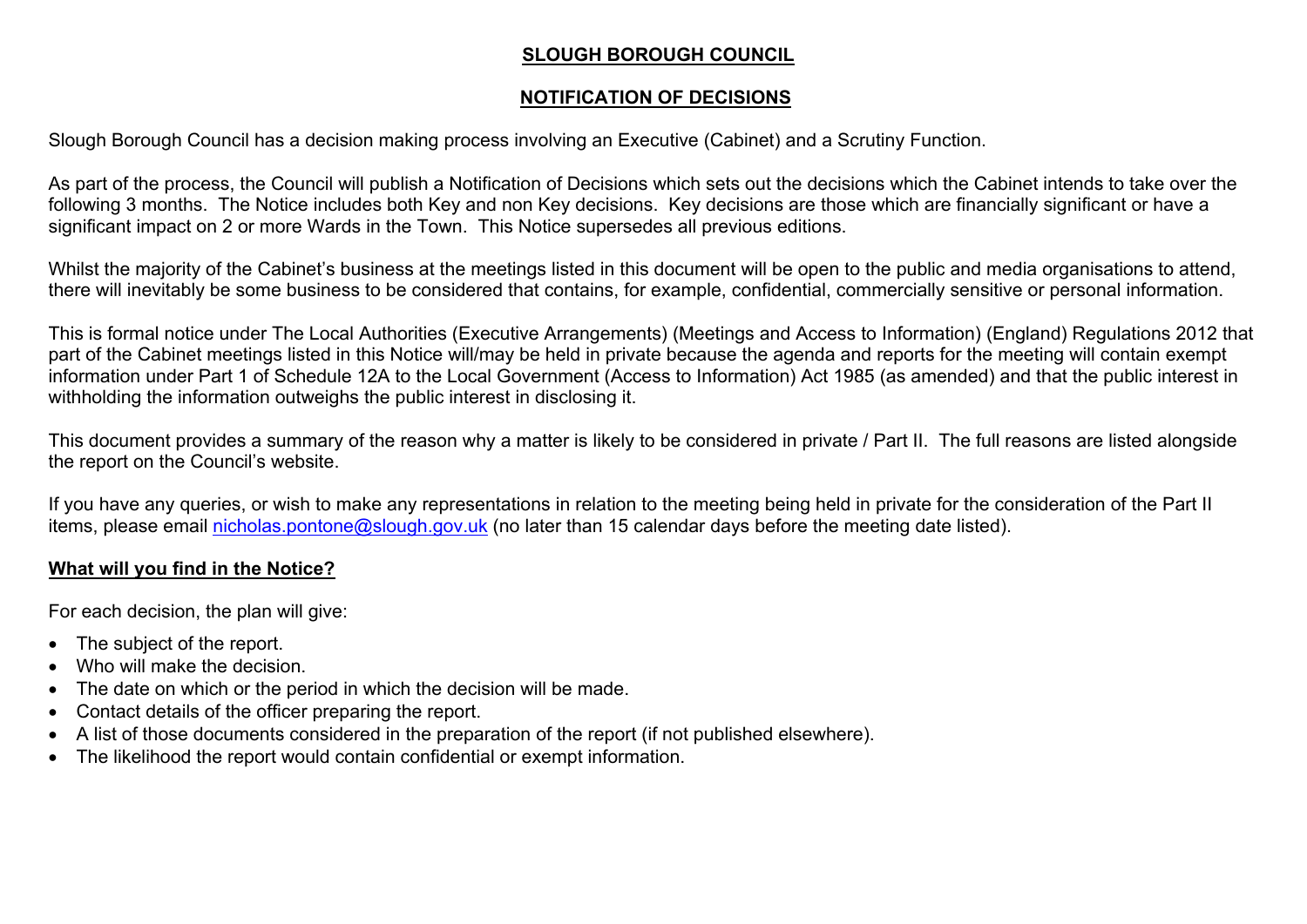# SLOUGH BOROUGH COUNCIL

## NOTIFICATION OF DECISIONS

Slough Borough Council has a decision making process involving an Executive (Cabinet) and a Scrutiny Function.

As part of the process, the Council will publish a Notification of Decisions which sets out the decisions which the Cabinet intends to take over the following 3 months. The Notice includes both Key and non Key decisions. Key decisions are those which are financially significant or have a significant impact on 2 or more Wards in the Town. This Notice supersedes all previous editions.

Whilst the majority of the Cabinet's business at the meetings listed in this document will be open to the public and media organisations to attend, there will inevitably be some business to be considered that contains, for example, confidential, commercially sensitive or personal information.

This is formal notice under The Local Authorities (Executive Arrangements) (Meetings and Access to Information) (England) Regulations 2012 that part of the Cabinet meetings listed in this Notice will/may be held in private because the agenda and reports for the meeting will contain exempt information under Part 1 of Schedule 12A to the Local Government (Access to Information) Act 1985 (as amended) and that the public interest in withholding the information outweighs the public interest in disclosing it.

This document provides a summary of the reason why a matter is likely to be considered in private / Part II. The full reasons are listed alongside the report on the Council's website.

If you have any queries, or wish to make any representations in relation to the meeting being held in private for the consideration of the Part II items, please email nicholas.pontone@slough.gov.uk (no later than 15 calendar days before the meeting date listed).

### What will you find in the Notice?

For each decision, the plan will give:

- The subject of the report.
- Who will make the decision.
- The date on which or the period in which the decision will be made.
- Contact details of the officer preparing the report.
- A list of those documents considered in the preparation of the report (if not published elsewhere).
- The likelihood the report would contain confidential or exempt information.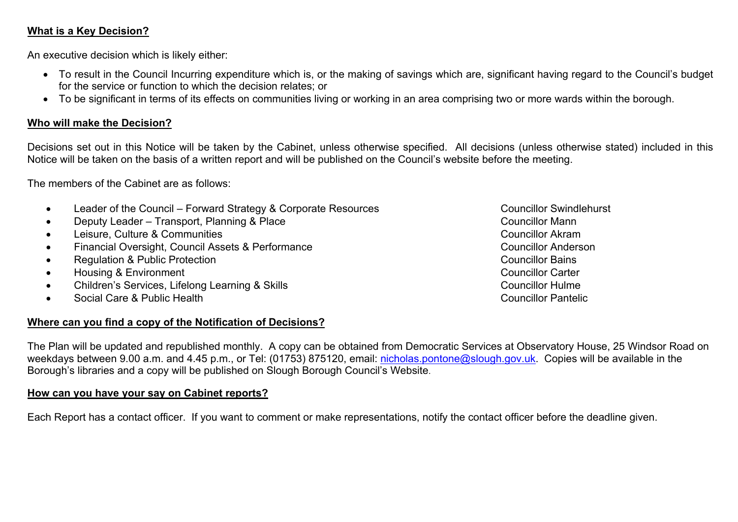**What is a Key Decision?**

An executive decision which is likely either:

- To result in the Council Incurring expenditure which is, or the making of savings which are, significant having regard to the Council's budget for the service or function to which the decision relates; or
- To be significant in terms of its effects on communities living or working in an area comprising two or more wards within the borough.

**Who will make the Decision?**

Decisions set out in this Notice will be taken by the Cabinet, unless otherwise specified. All decisions (unless otherwise stated) included in this Notice will be taken on the basis of a written report and will be published on the Council's website before the meeting.

The members of the Cabinet are as follows:

- Leader of the Council – Forward Strategy & Corporate Resources — Councillor Swindlehurst
- Deputy Leader – Transport, Planning & Place — Councillor Mann
- Leisure, Culture & Communities — Councillor Akram
- Financial Oversight, Council Assets & Performance — Councillor Anderson
- Regulation & Public Protection — Councillor Bains
- Housing & Environment — Councillor Carter
- Children's Services, Lifelong Learning & Skills — Councillor Hulme
- Social Care & Public Health — Councillor Pantelic

**Where can you find a copy of the Notification of Decisions?**

The Plan will be updated and republished monthly. A copy can be obtained from Democratic Services at Observatory House, 25 Windsor Road on weekdays between 9.00 a.m. and 4.45 p.m., or Tel: (01753) 875120, email: nicholas.pontone@slough.gov.uk. Copies will be available in the Borough's libraries and a copy will be published on Slough Borough Council's Website.

**How can you have your say on Cabinet reports?**

Each Report has a contact officer. If you want to comment or make representations, notify the contact officer before the deadline given.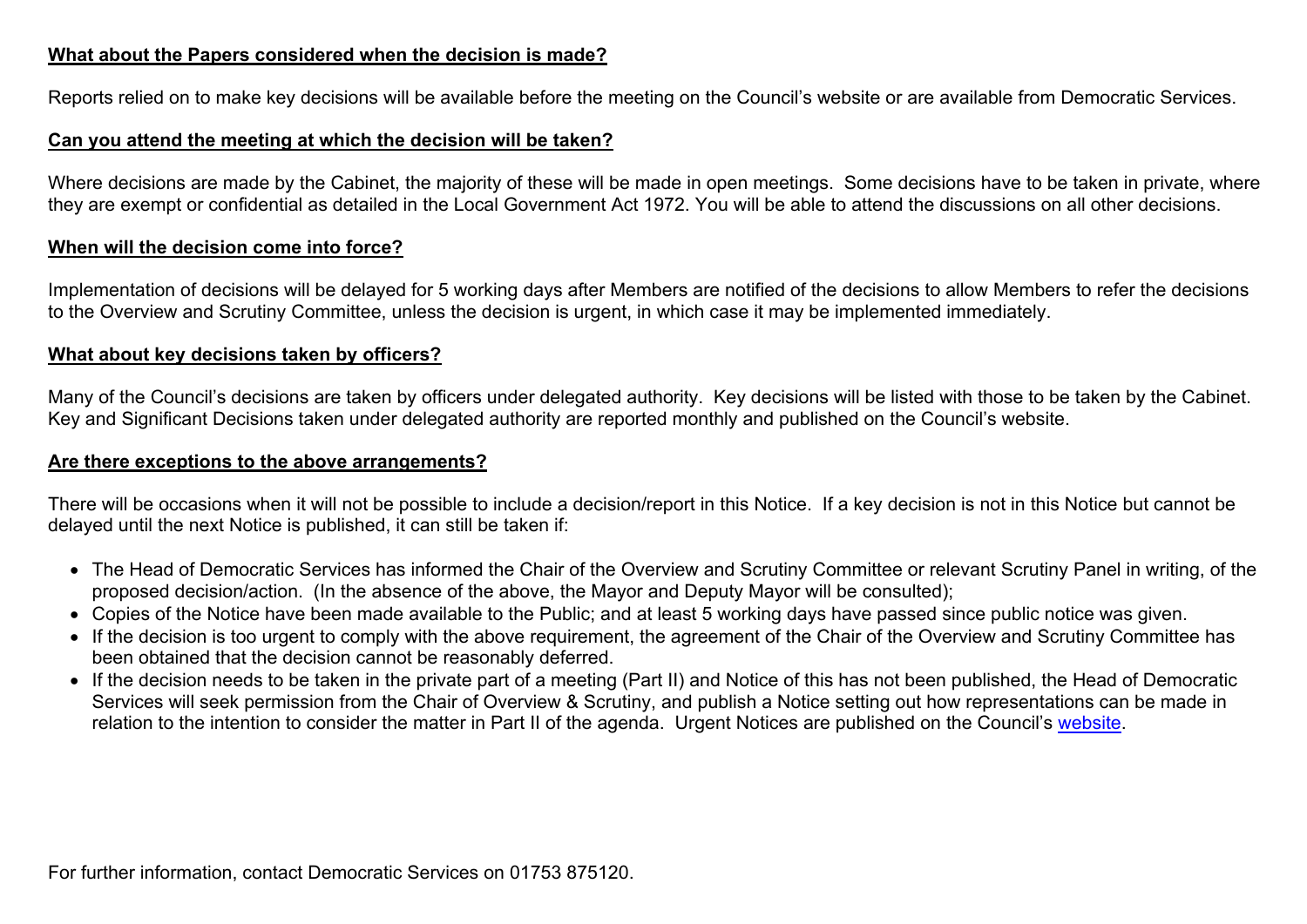**What about the Papers considered when the decision is made?**

Reports relied on to make key decisions will be available before the meeting on the Council's website or are available from Democratic Services.

**Can you attend the meeting at which the decision will be taken?**

Where decisions are made by the Cabinet, the majority of these will be made in open meetings. Some decisions have to be taken in private, where they are exempt or confidential as detailed in the Local Government Act 1972. You will be able to attend the discussions on all other decisions.

**When will the decision come into force?**

Implementation of decisions will be delayed for 5 working days after Members are notified of the decisions to allow Members to refer the decisions to the Overview and Scrutiny Committee, unless the decision is urgent, in which case it may be implemented immediately.

**What about key decisions taken by officers?**

Many of the Council's decisions are taken by officers under delegated authority. Key decisions will be listed with those to be taken by the Cabinet. Key and Significant Decisions taken under delegated authority are reported monthly and published on the Council's website.

**Are there exceptions to the above arrangements?**

There will be occasions when it will not be possible to include a decision/report in this Notice. If a key decision is not in this Notice but cannot be delayed until the next Notice is published, it can still be taken if:

- The Head of Democratic Services has informed the Chair of the Overview and Scrutiny Committee or relevant Scrutiny Panel in writing, of the proposed decision/action. (In the absence of the above, the Mayor and Deputy Mayor will be consulted);
- Copies of the Notice have been made available to the Public; and at least 5 working days have passed since public notice was given.
- If the decision is too urgent to comply with the above requirement, the agreement of the Chair of the Overview and Scrutiny Committee has been obtained that the decision cannot be reasonably deferred.
- If the decision needs to be taken in the private part of a meeting (Part II) and Notice of this has not been published, the Head of Democratic Services will seek permission from the Chair of Overview & Scrutiny, and publish a Notice setting out how representations can be made in relation to the intention to consider the matter in Part II of the agenda. Urgent Notices are published on the Council's website.

For further information, contact Democratic Services on 01753 875120.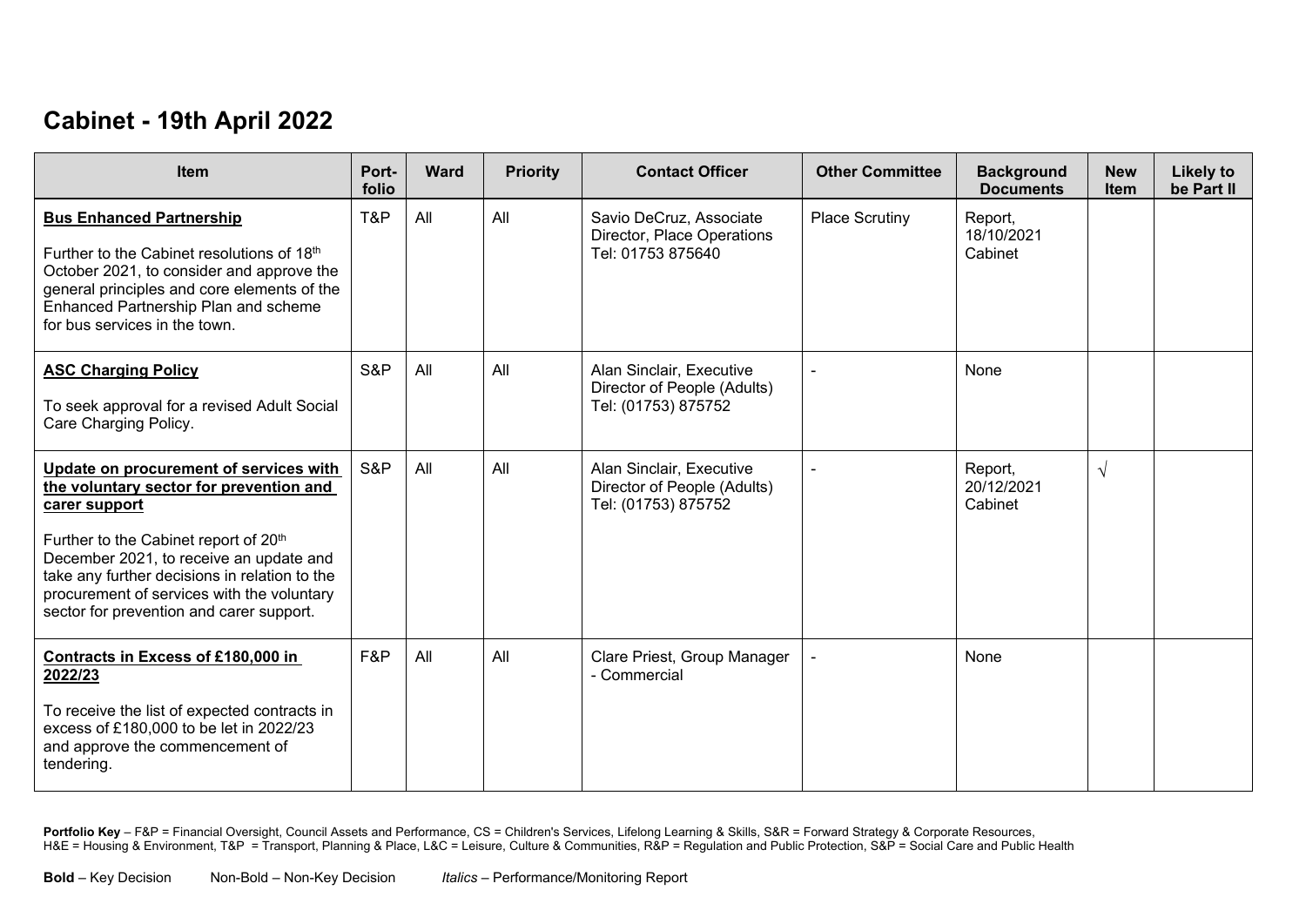# Cabinet - 19th April 2022

| Item | Port-folio | Ward | Priority | Contact Officer | Other Committee | Background Documents | New Item | Likely to be Part II |
|---|---|---|---|---|---|---|---|---|
| **Bus Enhanced Partnership**<br><br>Further to the Cabinet resolutions of 18th October 2021, to consider and approve the general principles and core elements of the Enhanced Partnership Plan and scheme for bus services in the town. | T&P | All | All | Savio DeCruz, Associate Director, Place Operations Tel: 01753 875640 | Place Scrutiny | Report, 18/10/2021 Cabinet | | |
| **ASC Charging Policy**<br><br>To seek approval for a revised Adult Social Care Charging Policy. | S&P | All | All | Alan Sinclair, Executive Director of People (Adults) Tel: (01753) 875752 | - | None | | |
| **Update on procurement of services with the voluntary sector for prevention and carer support**<br><br>Further to the Cabinet report of 20th December 2021, to receive an update and take any further decisions in relation to the procurement of services with the voluntary sector for prevention and carer support. | S&P | All | All | Alan Sinclair, Executive Director of People (Adults) Tel: (01753) 875752 | - | Report, 20/12/2021 Cabinet | √ | |
| **Contracts in Excess of £180,000 in 2022/23**<br><br>To receive the list of expected contracts in excess of £180,000 to be let in 2022/23 and approve the commencement of tendering. | F&P | All | All | Clare Priest, Group Manager - Commercial | - | None | | |

**Portfolio Key** – F&P = Financial Oversight, Council Assets and Performance, CS = Children's Services, Lifelong Learning & Skills, S&R = Forward Strategy & Corporate Resources, H&E = Housing & Environment, T&P = Transport, Planning & Place, L&C = Leisure, Culture & Communities, R&P = Regulation and Public Protection, S&P = Social Care and Public Health

**Bold** – Key Decision   Non-Bold – Non-Key Decision   *Italics* – Performance/Monitoring Report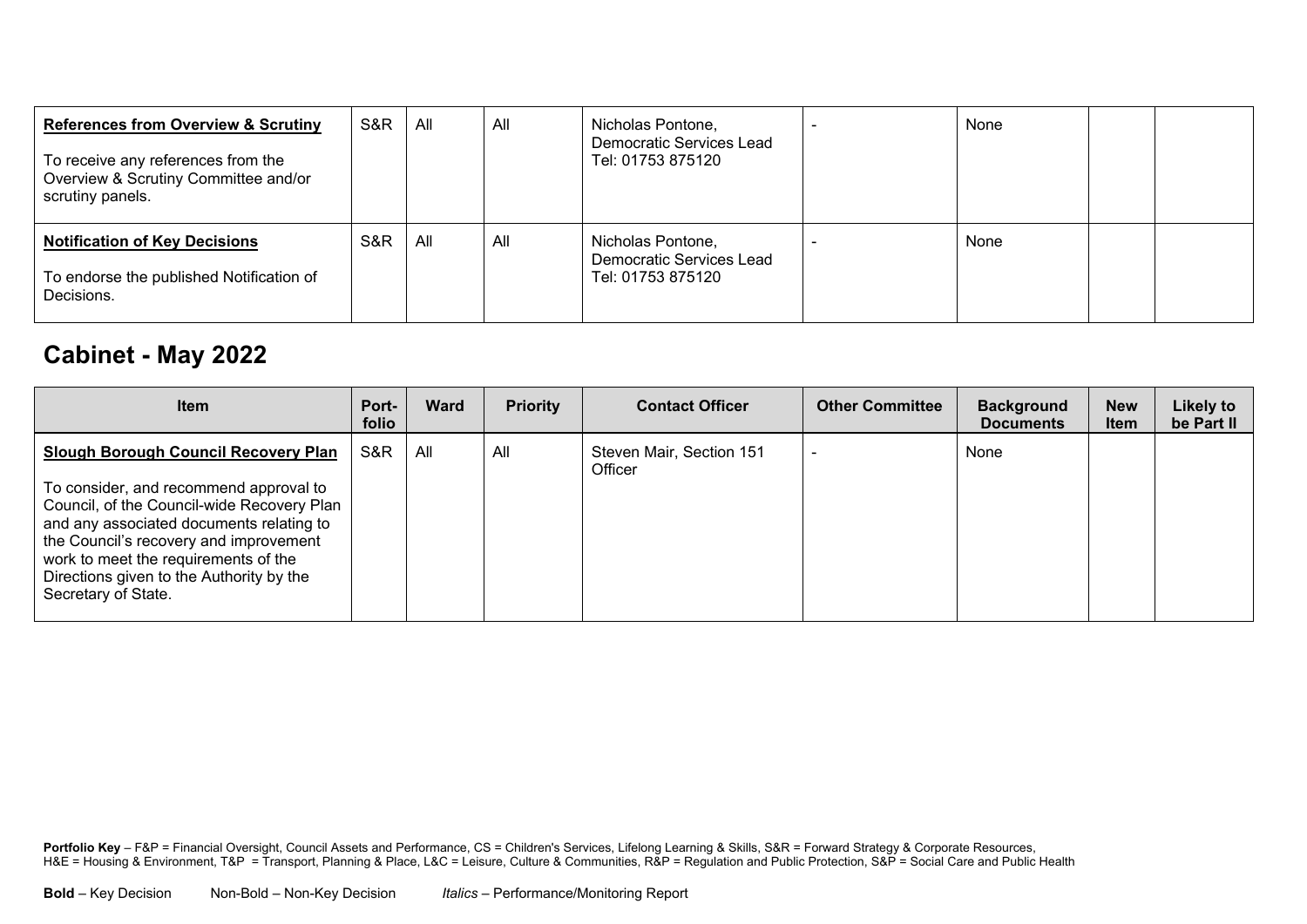| Item | Port-folio | Ward | Priority | Contact Officer | Other Committee | Background Documents | New Item | Likely to be Part II |
|---|---|---|---|---|---|---|---|---|
| **References from Overview & Scrutiny**<br><br>To receive any references from the Overview & Scrutiny Committee and/or scrutiny panels. | S&R | All | All | Nicholas Pontone, Democratic Services Lead Tel: 01753 875120 | - | None | | |
| **Notification of Key Decisions**<br><br>To endorse the published Notification of Decisions. | S&R | All | All | Nicholas Pontone, Democratic Services Lead Tel: 01753 875120 | - | None | | |

## Cabinet - May 2022

| Item | Port-folio | Ward | Priority | Contact Officer | Other Committee | Background Documents | New Item | Likely to be Part II |
|---|---|---|---|---|---|---|---|---|
| **Slough Borough Council Recovery Plan**<br><br>To consider, and recommend approval to Council, of the Council-wide Recovery Plan and any associated documents relating to the Council's recovery and improvement work to meet the requirements of the Directions given to the Authority by the Secretary of State. | S&R | All | All | Steven Mair, Section 151 Officer | - | None | | |

**Portfolio Key** – F&P = Financial Oversight, Council Assets and Performance, CS = Children's Services, Lifelong Learning & Skills, S&R = Forward Strategy & Corporate Resources, H&E = Housing & Environment, T&P = Transport, Planning & Place, L&C = Leisure, Culture & Communities, R&P = Regulation and Public Protection, S&P = Social Care and Public Health

**Bold** – Key Decision Non-Bold – Non-Key Decision *Italics* – Performance/Monitoring Report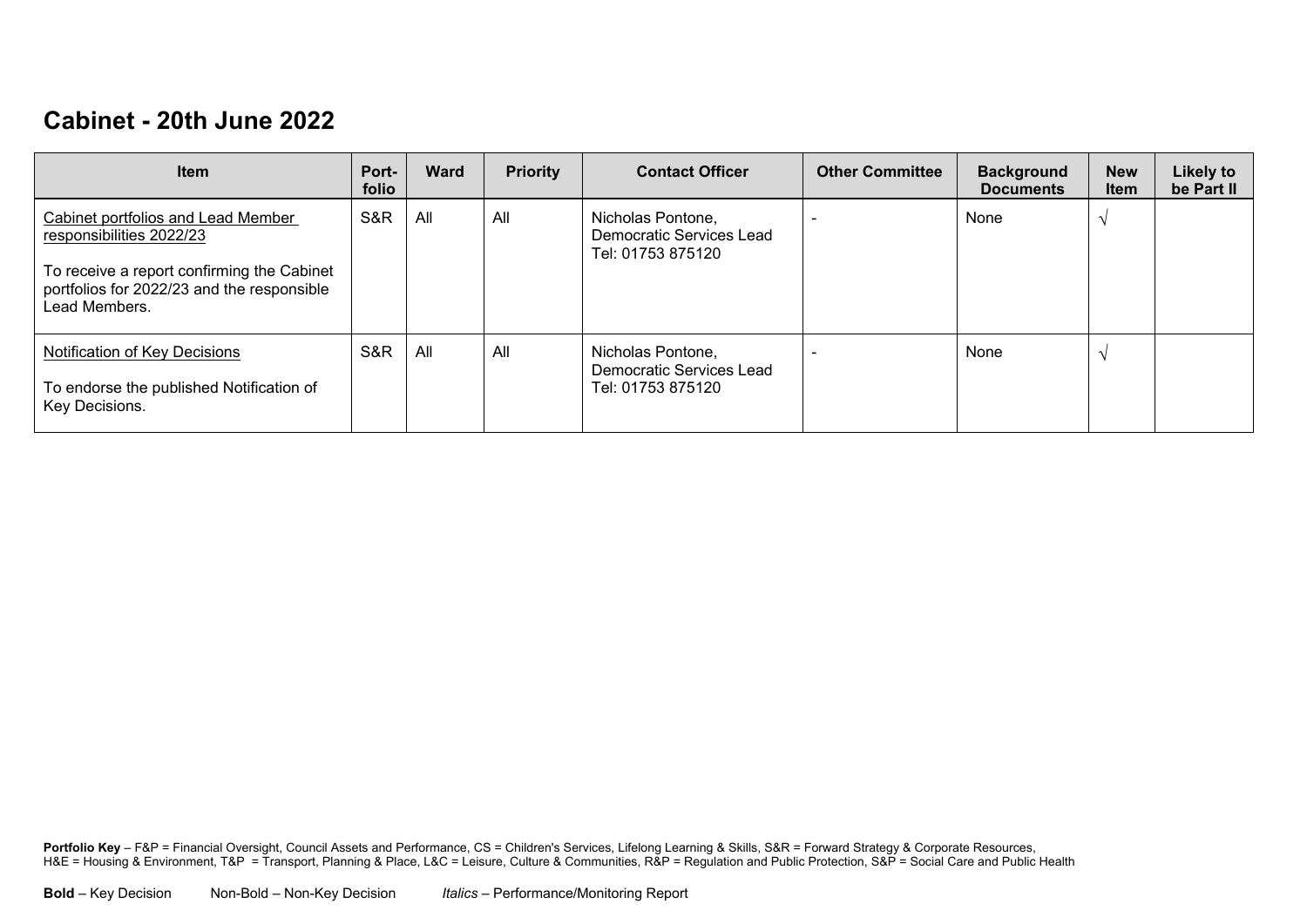## Cabinet - 20th June 2022

| Item | Port-folio | Ward | Priority | Contact Officer | Other Committee | Background Documents | New Item | Likely to be Part II |
|---|---|---|---|---|---|---|---|---|
| Cabinet portfolios and Lead Member responsibilities 2022/23<br><br>To receive a report confirming the Cabinet portfolios for 2022/23 and the responsible Lead Members. | S&R | All | All | Nicholas Pontone, Democratic Services Lead Tel: 01753 875120 | - | None | √ | |
| Notification of Key Decisions<br><br>To endorse the published Notification of Key Decisions. | S&R | All | All | Nicholas Pontone, Democratic Services Lead Tel: 01753 875120 | - | None | √ | |

**Portfolio Key** – F&P = Financial Oversight, Council Assets and Performance, CS = Children's Services, Lifelong Learning & Skills, S&R = Forward Strategy & Corporate Resources, H&E = Housing & Environment, T&P = Transport, Planning & Place, L&C = Leisure, Culture & Communities, R&P = Regulation and Public Protection, S&P = Social Care and Public Health

**Bold** – Key Decision     Non-Bold – Non-Key Decision     *Italics* – Performance/Monitoring Report